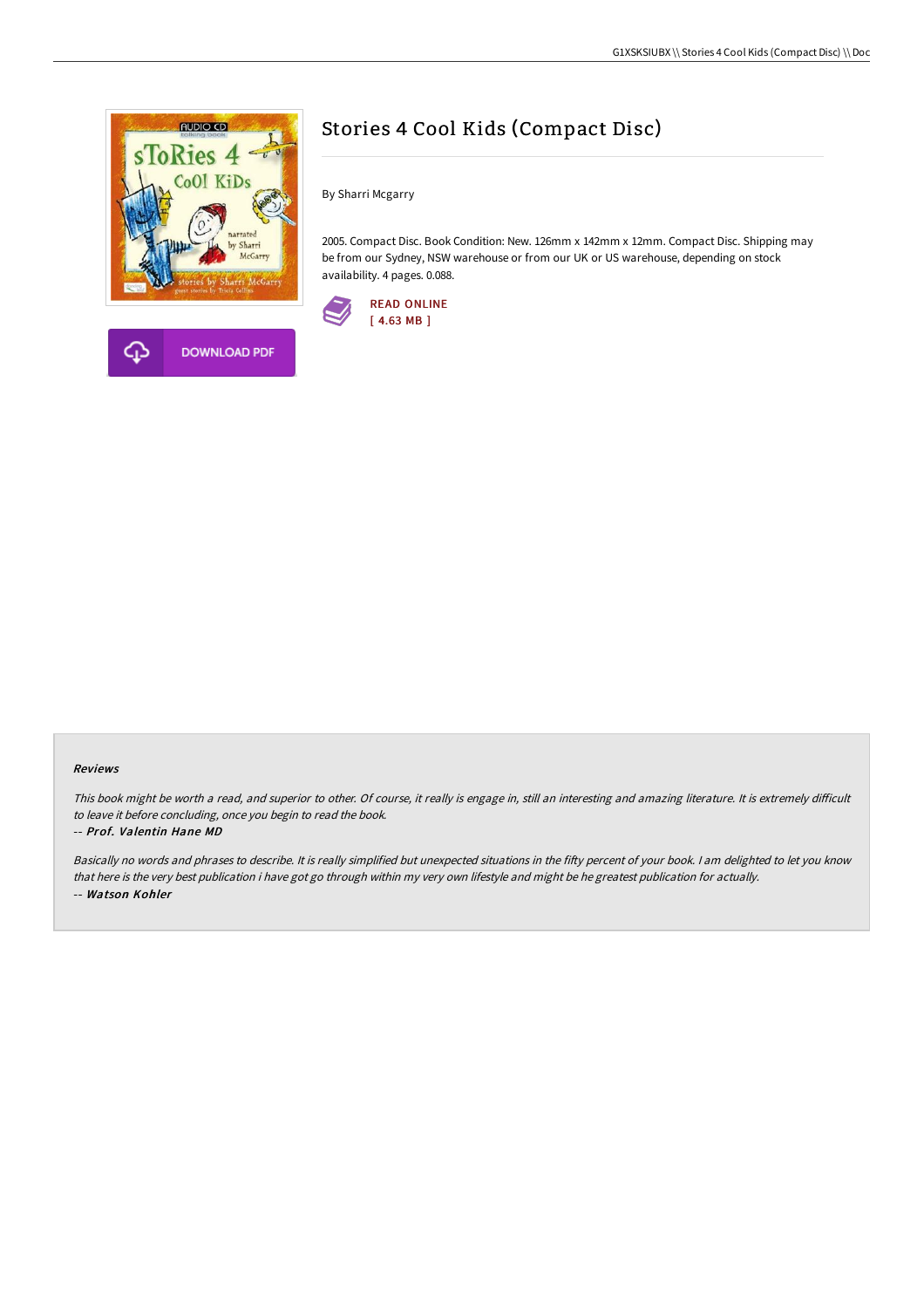# Stories 4 Cool Kids (Compact Disc)

By Sharri Mcgarry

2005. Compact Disc. Book Condition: New. 126mm x 142mm x 12mm. Compact Disc. Shipping may be from our Sydney, NSW warehouse or from our UK or US warehouse, depending on stock availability. 4 pages. 0.088.

READ ONLINE
[ 4.63 MB ]

DOWNLOAD PDF

#### Reviews

*This book might be worth a read, and superior to other. Of course, it really is engage in, still an interesting and amazing literature. It is extremely difficult to leave it before concluding, once you begin to read the book.*

-- ***Prof. Valentin Hane MD***

*Basically no words and phrases to describe. It is really simplified but unexpected situations in the fifty percent of your book. I am delighted to let you know that here is the very best publication i have got go through within my very own lifestyle and might be he greatest publication for actually.*

-- ***Watson Kohler***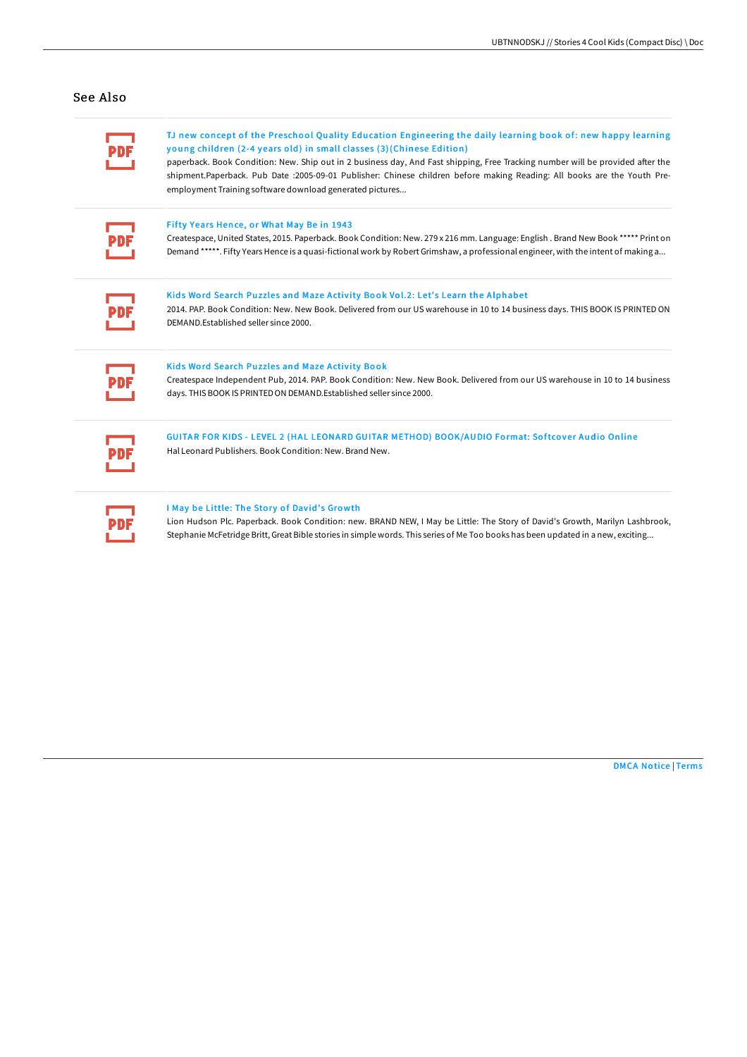## See Also

**TJ new concept of the Preschool Quality Education Engineering the daily learning book of: new happy learning young children (2-4 years old) in small classes (3)(Chinese Edition)**

paperback. Book Condition: New. Ship out in 2 business day, And Fast shipping, Free Tracking number will be provided after the shipment.Paperback. Pub Date :2005-09-01 Publisher: Chinese children before making Reading: All books are the Youth Pre-employment Training software download generated pictures...

**Fifty Years Hence, or What May Be in 1943**

Createspace, United States, 2015. Paperback. Book Condition: New. 279 x 216 mm. Language: English . Brand New Book ***** Print on Demand *****. Fifty Years Hence is a quasi-fictional work by Robert Grimshaw, a professional engineer, with the intent of making a...

**Kids Word Search Puzzles and Maze Activity Book Vol.2: Let's Learn the Alphabet**

2014. PAP. Book Condition: New. New Book. Delivered from our US warehouse in 10 to 14 business days. THIS BOOK IS PRINTED ON DEMAND.Established seller since 2000.

**Kids Word Search Puzzles and Maze Activity Book**

Createspace Independent Pub, 2014. PAP. Book Condition: New. New Book. Delivered from our US warehouse in 10 to 14 business days. THIS BOOK IS PRINTED ON DEMAND.Established seller since 2000.

**GUITAR FOR KIDS - LEVEL 2 (HAL LEONARD GUITAR METHOD) BOOK/AUDIO Format: Softcover Audio Online**

Hal Leonard Publishers. Book Condition: New. Brand New.

**I May be Little: The Story of David's Growth**

Lion Hudson Plc. Paperback. Book Condition: new. BRAND NEW, I May be Little: The Story of David's Growth, Marilyn Lashbrook, Stephanie McFetridge Britt, Great Bible stories in simple words. This series of Me Too books has been updated in a new, exciting...